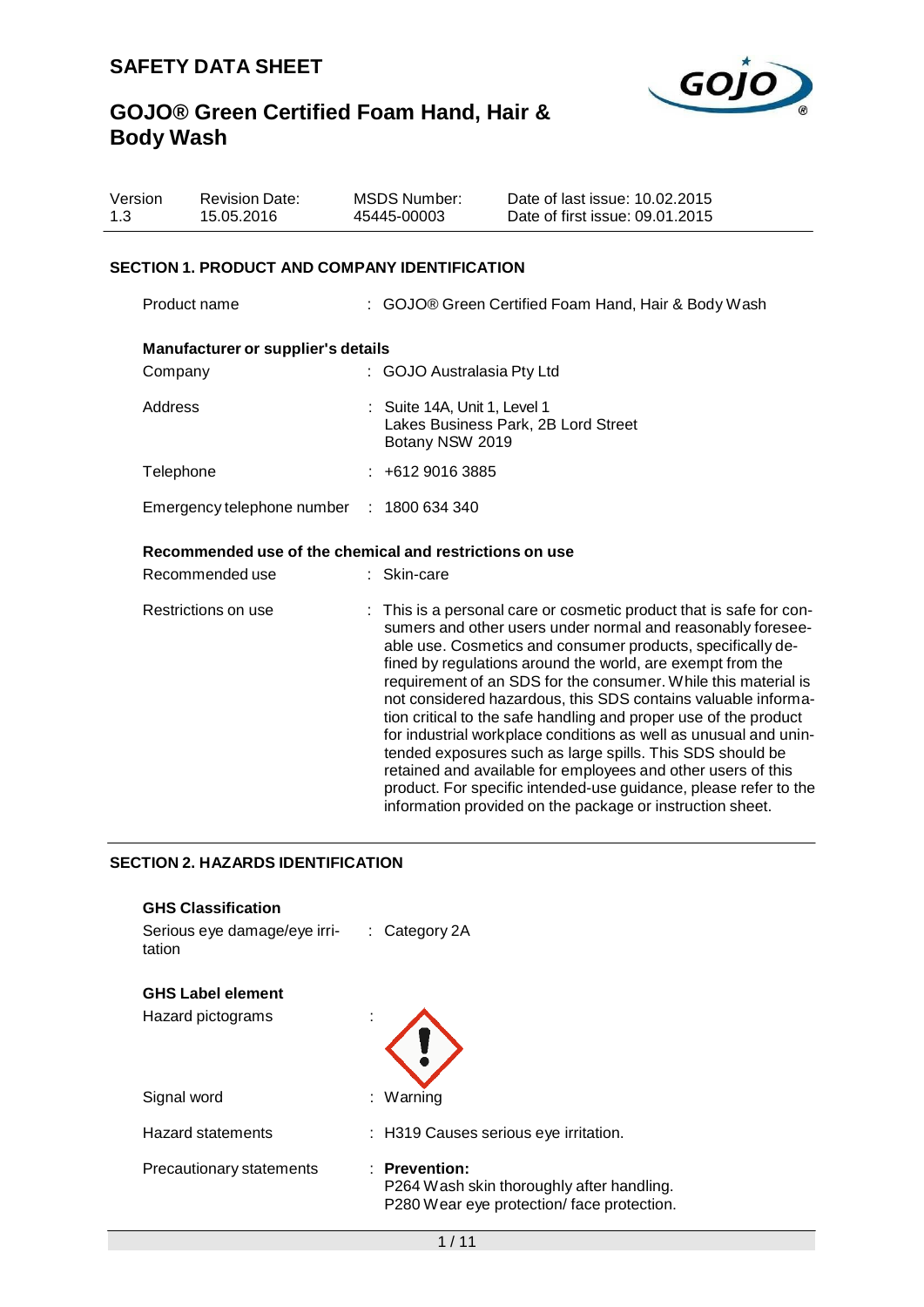# SAFETY DATA SHEET

# GOJO® Green Certified Foam Hand, Hair & Body Wash

| Version | Revision Date: | MSDS Number: | Date of last issue: 10.02.2015 |
|---|---|---|---|
| 1.3 | 15.05.2016 | 45445-00003 | Date of first issue: 09.01.2015 |

## SECTION 1. PRODUCT AND COMPANY IDENTIFICATION

Product name : GOJO® Green Certified Foam Hand, Hair & Body Wash

### Manufacturer or supplier's details

Company : GOJO Australasia Pty Ltd

Address : Suite 14A, Unit 1, Level 1
Lakes Business Park, 2B Lord Street
Botany NSW 2019

Telephone : +612 9016 3885

Emergency telephone number : 1800 634 340

### Recommended use of the chemical and restrictions on use

Recommended use : Skin-care

Restrictions on use : This is a personal care or cosmetic product that is safe for consumers and other users under normal and reasonably foreseeable use. Cosmetics and consumer products, specifically defined by regulations around the world, are exempt from the requirement of an SDS for the consumer. While this material is not considered hazardous, this SDS contains valuable information critical to the safe handling and proper use of the product for industrial workplace conditions as well as unusual and unintended exposures such as large spills. This SDS should be retained and available for employees and other users of this product. For specific intended-use guidance, please refer to the information provided on the package or instruction sheet.

## SECTION 2. HAZARDS IDENTIFICATION

### GHS Classification

Serious eye damage/eye irritation : Category 2A

### GHS Label element

Hazard pictograms :

Signal word : Warning

Hazard statements : H319 Causes serious eye irritation.

Precautionary statements : **Prevention:**
P264 Wash skin thoroughly after handling.
P280 Wear eye protection/ face protection.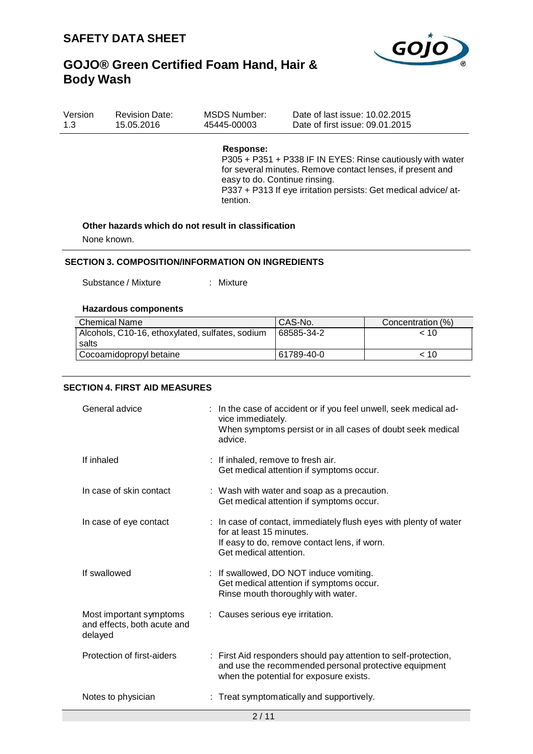**Response:**

P305 + P351 + P338 IF IN EYES: Rinse cautiously with water for several minutes. Remove contact lenses, if present and easy to do. Continue rinsing.
P337 + P313 If eye irritation persists: Get medical advice/ attention.

**Other hazards which do not result in classification**

None known.

## SECTION 3. COMPOSITION/INFORMATION ON INGREDIENTS

Substance / Mixture : Mixture

**Hazardous components**

| Chemical Name | CAS-No. | Concentration (%) |
|---|---|---|
| Alcohols, C10-16, ethoxylated, sulfates, sodium salts | 68585-34-2 | < 10 |
| Cocoamidopropyl betaine | 61789-40-0 | < 10 |

## SECTION 4. FIRST AID MEASURES

General advice : In the case of accident or if you feel unwell, seek medical advice immediately.
When symptoms persist or in all cases of doubt seek medical advice.

If inhaled : If inhaled, remove to fresh air.
Get medical attention if symptoms occur.

In case of skin contact : Wash with water and soap as a precaution.
Get medical attention if symptoms occur.

In case of eye contact : In case of contact, immediately flush eyes with plenty of water for at least 15 minutes.
If easy to do, remove contact lens, if worn.
Get medical attention.

If swallowed : If swallowed, DO NOT induce vomiting.
Get medical attention if symptoms occur.
Rinse mouth thoroughly with water.

Most important symptoms and effects, both acute and delayed : Causes serious eye irritation.

Protection of first-aiders : First Aid responders should pay attention to self-protection, and use the recommended personal protective equipment when the potential for exposure exists.

Notes to physician : Treat symptomatically and supportively.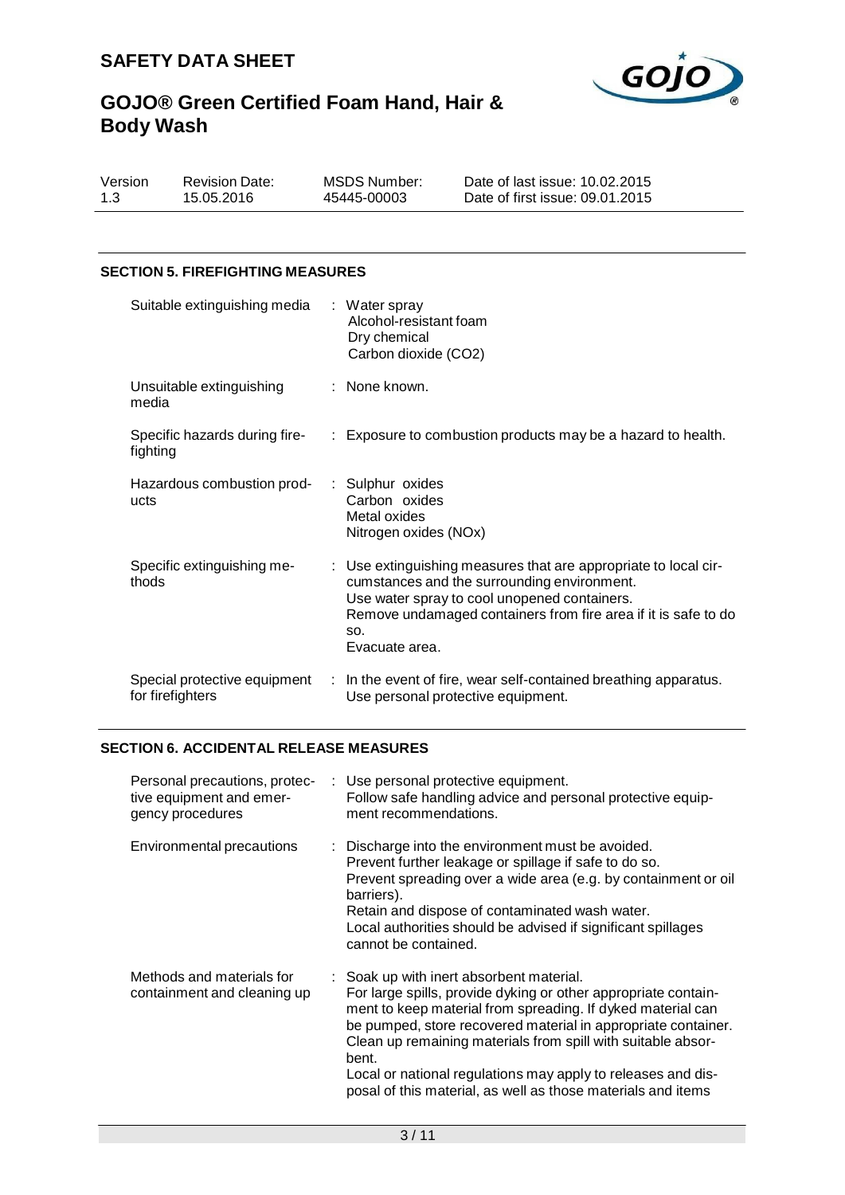## SECTION 5. FIREFIGHTING MEASURES

| | |
|---|---|
| Suitable extinguishing media | : Water spray<br>Alcohol-resistant foam<br>Dry chemical<br>Carbon dioxide ($CO_2$) |
| Unsuitable extinguishing media | : None known. |
| Specific hazards during fire-fighting | : Exposure to combustion products may be a hazard to health. |
| Hazardous combustion products | : Sulphur oxides<br>Carbon oxides<br>Metal oxides<br>Nitrogen oxides (NOx) |
| Specific extinguishing methods | : Use extinguishing measures that are appropriate to local circumstances and the surrounding environment.<br>Use water spray to cool unopened containers.<br>Remove undamaged containers from fire area if it is safe to do so.<br>Evacuate area. |
| Special protective equipment for firefighters | : In the event of fire, wear self-contained breathing apparatus.<br>Use personal protective equipment. |

## SECTION 6. ACCIDENTAL RELEASE MEASURES

| | |
|---|---|
| Personal precautions, protective equipment and emergency procedures | : Use personal protective equipment.<br>Follow safe handling advice and personal protective equipment recommendations. |
| Environmental precautions | : Discharge into the environment must be avoided.<br>Prevent further leakage or spillage if safe to do so.<br>Prevent spreading over a wide area (e.g. by containment or oil barriers).<br>Retain and dispose of contaminated wash water.<br>Local authorities should be advised if significant spillages cannot be contained. |
| Methods and materials for containment and cleaning up | : Soak up with inert absorbent material.<br>For large spills, provide dyking or other appropriate containment to keep material from spreading. If dyked material can be pumped, store recovered material in appropriate container.<br>Clean up remaining materials from spill with suitable absorbent.<br>Local or national regulations may apply to releases and disposal of this material, as well as those materials and items |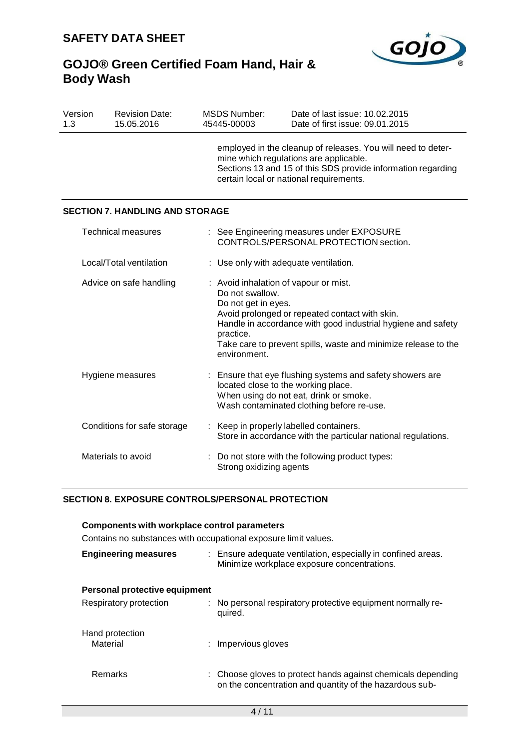employed in the cleanup of releases. You will need to determine which regulations are applicable.
Sections 13 and 15 of this SDS provide information regarding certain local or national requirements.

## SECTION 7. HANDLING AND STORAGE

| | |
|---|---|
| Technical measures | : See Engineering measures under EXPOSURE CONTROLS/PERSONAL PROTECTION section. |
| Local/Total ventilation | : Use only with adequate ventilation. |
| Advice on safe handling | : Avoid inhalation of vapour or mist.<br>Do not swallow.<br>Do not get in eyes.<br>Avoid prolonged or repeated contact with skin.<br>Handle in accordance with good industrial hygiene and safety practice.<br>Take care to prevent spills, waste and minimize release to the environment. |
| Hygiene measures | : Ensure that eye flushing systems and safety showers are located close to the working place.<br>When using do not eat, drink or smoke.<br>Wash contaminated clothing before re-use. |
| Conditions for safe storage | : Keep in properly labelled containers.<br>Store in accordance with the particular national regulations. |
| Materials to avoid | : Do not store with the following product types:<br>Strong oxidizing agents |

## SECTION 8. EXPOSURE CONTROLS/PERSONAL PROTECTION

**Components with workplace control parameters**

Contains no substances with occupational exposure limit values.

| | |
|---|---|
| **Engineering measures** | : Ensure adequate ventilation, especially in confined areas.<br>Minimize workplace exposure concentrations. |

**Personal protective equipment**

| | |
|---|---|
| Respiratory protection | : No personal respiratory protective equipment normally required. |
| Hand protection<br>Material | : Impervious gloves |
| Remarks | : Choose gloves to protect hands against chemicals depending on the concentration and quantity of the hazardous sub- |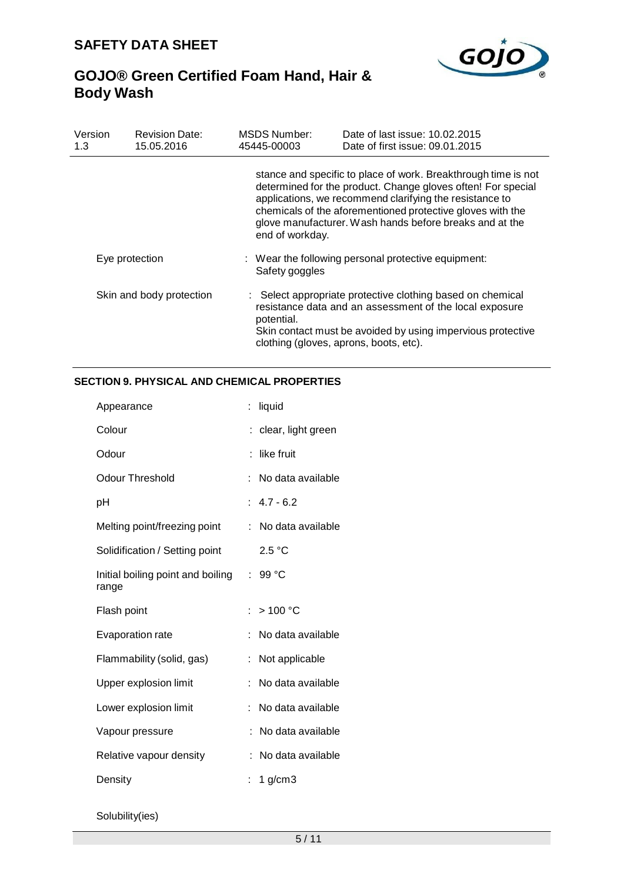stance and specific to place of work. Breakthrough time is not determined for the product. Change gloves often! For special applications, we recommend clarifying the resistance to chemicals of the aforementioned protective gloves with the glove manufacturer. Wash hands before breaks and at the end of workday.

| | |
|---|---|
| Eye protection | : Wear the following personal protective equipment: Safety goggles |
| Skin and body protection | : Select appropriate protective clothing based on chemical resistance data and an assessment of the local exposure potential. Skin contact must be avoided by using impervious protective clothing (gloves, aprons, boots, etc). |

## SECTION 9. PHYSICAL AND CHEMICAL PROPERTIES

| | |
|---|---|
| Appearance | : liquid |
| Colour | : clear, light green |
| Odour | : like fruit |
| Odour Threshold | : No data available |
| pH | : 4.7 - 6.2 |
| Melting point/freezing point | : No data available |
| Solidification / Setting point | 2.5 °C |
| Initial boiling point and boiling range | : 99 °C |
| Flash point | : > 100 °C |
| Evaporation rate | : No data available |
| Flammability (solid, gas) | : Not applicable |
| Upper explosion limit | : No data available |
| Lower explosion limit | : No data available |
| Vapour pressure | : No data available |
| Relative vapour density | : No data available |
| Density | : 1 g/cm3 |

Solubility(ies)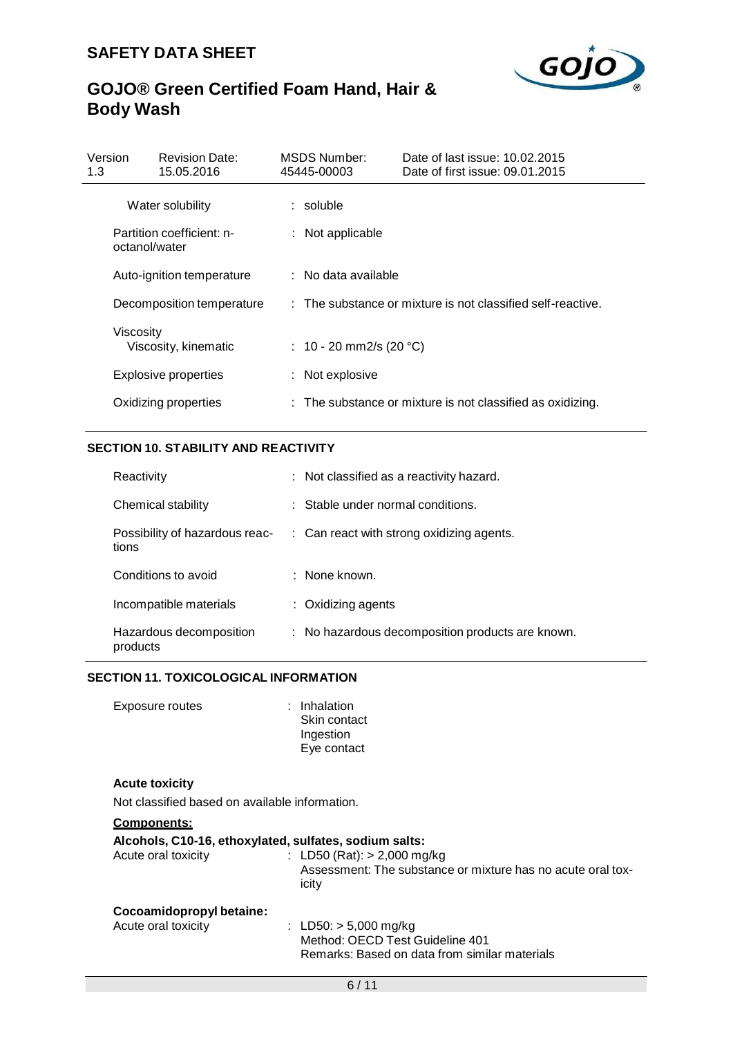| Water solubility | : soluble |
| --- | --- |
| Partition coefficient: n-octanol/water | : Not applicable |
| Auto-ignition temperature | : No data available |
| Decomposition temperature | : The substance or mixture is not classified self-reactive. |
| Viscosity | |
| Viscosity, kinematic | : 10 - 20 mm2/s (20 °C) |
| Explosive properties | : Not explosive |
| Oxidizing properties | : The substance or mixture is not classified as oxidizing. |

## SECTION 10. STABILITY AND REACTIVITY

| Reactivity | : Not classified as a reactivity hazard. |
| --- | --- |
| Chemical stability | : Stable under normal conditions. |
| Possibility of hazardous reactions | : Can react with strong oxidizing agents. |
| Conditions to avoid | : None known. |
| Incompatible materials | : Oxidizing agents |
| Hazardous decomposition products | : No hazardous decomposition products are known. |

## SECTION 11. TOXICOLOGICAL INFORMATION

Exposure routes : Inhalation
Skin contact
Ingestion
Eye contact

**Acute toxicity**

Not classified based on available information.

**Components:**

**Alcohols, C10-16, ethoxylated, sulfates, sodium salts:**

Acute oral toxicity : LD50 (Rat): > 2,000 mg/kg
Assessment: The substance or mixture has no acute oral toxicity

**Cocoamidopropyl betaine:**

Acute oral toxicity : LD50: > 5,000 mg/kg
Method: OECD Test Guideline 401
Remarks: Based on data from similar materials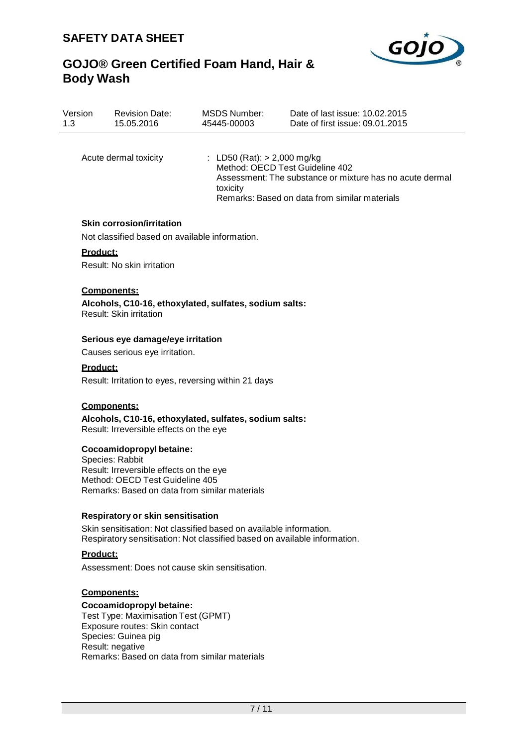| | |
|---|---|
| Acute dermal toxicity | : LD50 (Rat): > 2,000 mg/kg<br>Method: OECD Test Guideline 402<br>Assessment: The substance or mixture has no acute dermal toxicity<br>Remarks: Based on data from similar materials |

### Skin corrosion/irritation

Not classified based on available information.

**Product:**

Result: No skin irritation

**Components:**

**Alcohols, C10-16, ethoxylated, sulfates, sodium salts:**
Result: Skin irritation

### Serious eye damage/eye irritation

Causes serious eye irritation.

**Product:**

Result: Irritation to eyes, reversing within 21 days

**Components:**

**Alcohols, C10-16, ethoxylated, sulfates, sodium salts:**
Result: Irreversible effects on the eye

**Cocoamidopropyl betaine:**
Species: Rabbit
Result: Irreversible effects on the eye
Method: OECD Test Guideline 405
Remarks: Based on data from similar materials

### Respiratory or skin sensitisation

Skin sensitisation: Not classified based on available information.
Respiratory sensitisation: Not classified based on available information.

**Product:**

Assessment: Does not cause skin sensitisation.

**Components:**

**Cocoamidopropyl betaine:**
Test Type: Maximisation Test (GPMT)
Exposure routes: Skin contact
Species: Guinea pig
Result: negative
Remarks: Based on data from similar materials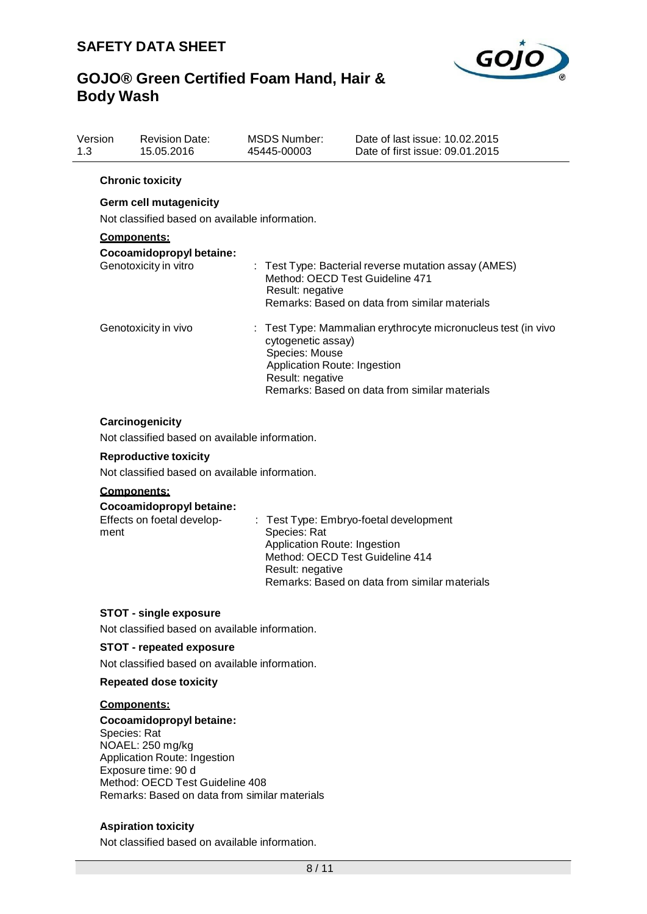### Chronic toxicity

**Germ cell mutagenicity**

Not classified based on available information.

**Components:**

**Cocoamidopropyl betaine:**

Genotoxicity in vitro : Test Type: Bacterial reverse mutation assay (AMES)
Method: OECD Test Guideline 471
Result: negative
Remarks: Based on data from similar materials

Genotoxicity in vivo : Test Type: Mammalian erythrocyte micronucleus test (in vivo cytogenetic assay)
Species: Mouse
Application Route: Ingestion
Result: negative
Remarks: Based on data from similar materials

**Carcinogenicity**

Not classified based on available information.

**Reproductive toxicity**

Not classified based on available information.

**Components:**

**Cocoamidopropyl betaine:**

Effects on foetal development : Test Type: Embryo-foetal development
Species: Rat
Application Route: Ingestion
Method: OECD Test Guideline 414
Result: negative
Remarks: Based on data from similar materials

**STOT - single exposure**

Not classified based on available information.

**STOT - repeated exposure**

Not classified based on available information.

**Repeated dose toxicity**

**Components:**

**Cocoamidopropyl betaine:**

Species: Rat
NOAEL: 250 mg/kg
Application Route: Ingestion
Exposure time: 90 d
Method: OECD Test Guideline 408
Remarks: Based on data from similar materials

**Aspiration toxicity**

Not classified based on available information.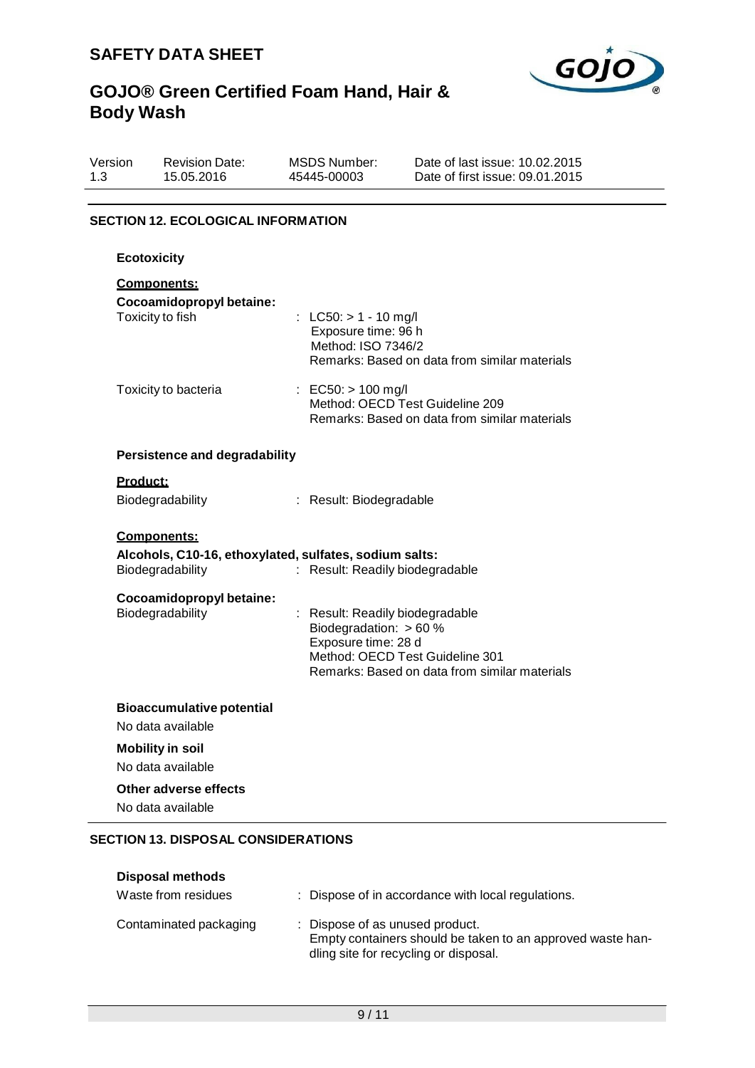## SECTION 12. ECOLOGICAL INFORMATION

### Ecotoxicity

**Components:**

**Cocoamidopropyl betaine:**

| | |
|---|---|
| Toxicity to fish | : LC50: > 1 - 10 mg/l<br>Exposure time: 96 h<br>Method: ISO 7346/2<br>Remarks: Based on data from similar materials |
| Toxicity to bacteria | : EC50: > 100 mg/l<br>Method: OECD Test Guideline 209<br>Remarks: Based on data from similar materials |

### Persistence and degradability

**Product:**

| | |
|---|---|
| Biodegradability | : Result: Biodegradable |

**Components:**

**Alcohols, C10-16, ethoxylated, sulfates, sodium salts:**

| | |
|---|---|
| Biodegradability | : Result: Readily biodegradable |

**Cocoamidopropyl betaine:**

| | |
|---|---|
| Biodegradability | : Result: Readily biodegradable<br>Biodegradation: > 60 %<br>Exposure time: 28 d<br>Method: OECD Test Guideline 301<br>Remarks: Based on data from similar materials |

### Bioaccumulative potential

No data available

### Mobility in soil

No data available

### Other adverse effects

No data available

## SECTION 13. DISPOSAL CONSIDERATIONS

### Disposal methods

| | |
|---|---|
| Waste from residues | : Dispose of in accordance with local regulations. |
| Contaminated packaging | : Dispose of as unused product.<br>Empty containers should be taken to an approved waste handling site for recycling or disposal. |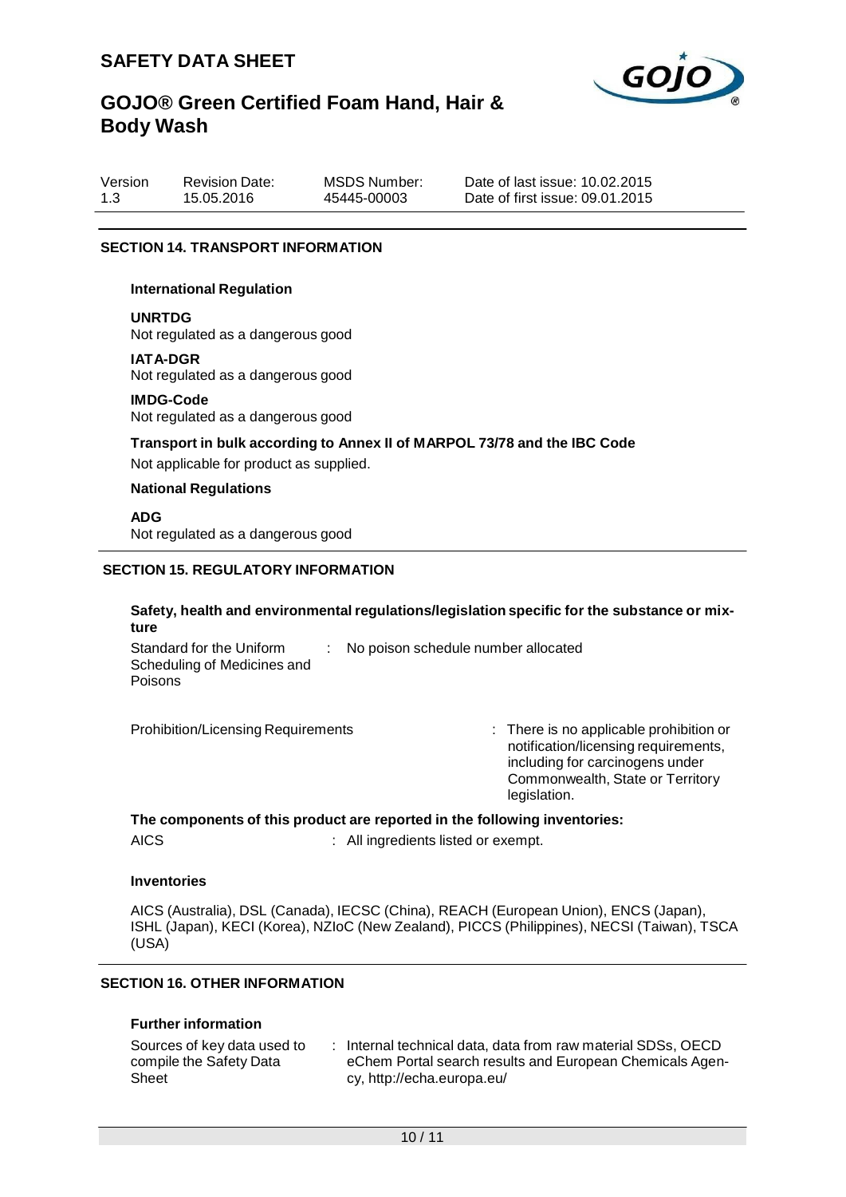## SECTION 14. TRANSPORT INFORMATION

**International Regulation**

**UNRTDG**
Not regulated as a dangerous good

**IATA-DGR**
Not regulated as a dangerous good

**IMDG-Code**
Not regulated as a dangerous good

**Transport in bulk according to Annex II of MARPOL 73/78 and the IBC Code**

Not applicable for product as supplied.

**National Regulations**

**ADG**
Not regulated as a dangerous good

## SECTION 15. REGULATORY INFORMATION

**Safety, health and environmental regulations/legislation specific for the substance or mixture**

Standard for the Uniform Scheduling of Medicines and Poisons : No poison schedule number allocated

Prohibition/Licensing Requirements : There is no applicable prohibition or notification/licensing requirements, including for carcinogens under Commonwealth, State or Territory legislation.

**The components of this product are reported in the following inventories:**

AICS : All ingredients listed or exempt.

**Inventories**

AICS (Australia), DSL (Canada), IECSC (China), REACH (European Union), ENCS (Japan), ISHL (Japan), KECI (Korea), NZIoC (New Zealand), PICCS (Philippines), NECSI (Taiwan), TSCA (USA)

## SECTION 16. OTHER INFORMATION

**Further information**

Sources of key data used to compile the Safety Data Sheet : Internal technical data, data from raw material SDSs, OECD eChem Portal search results and European Chemicals Agency, http://echa.europa.eu/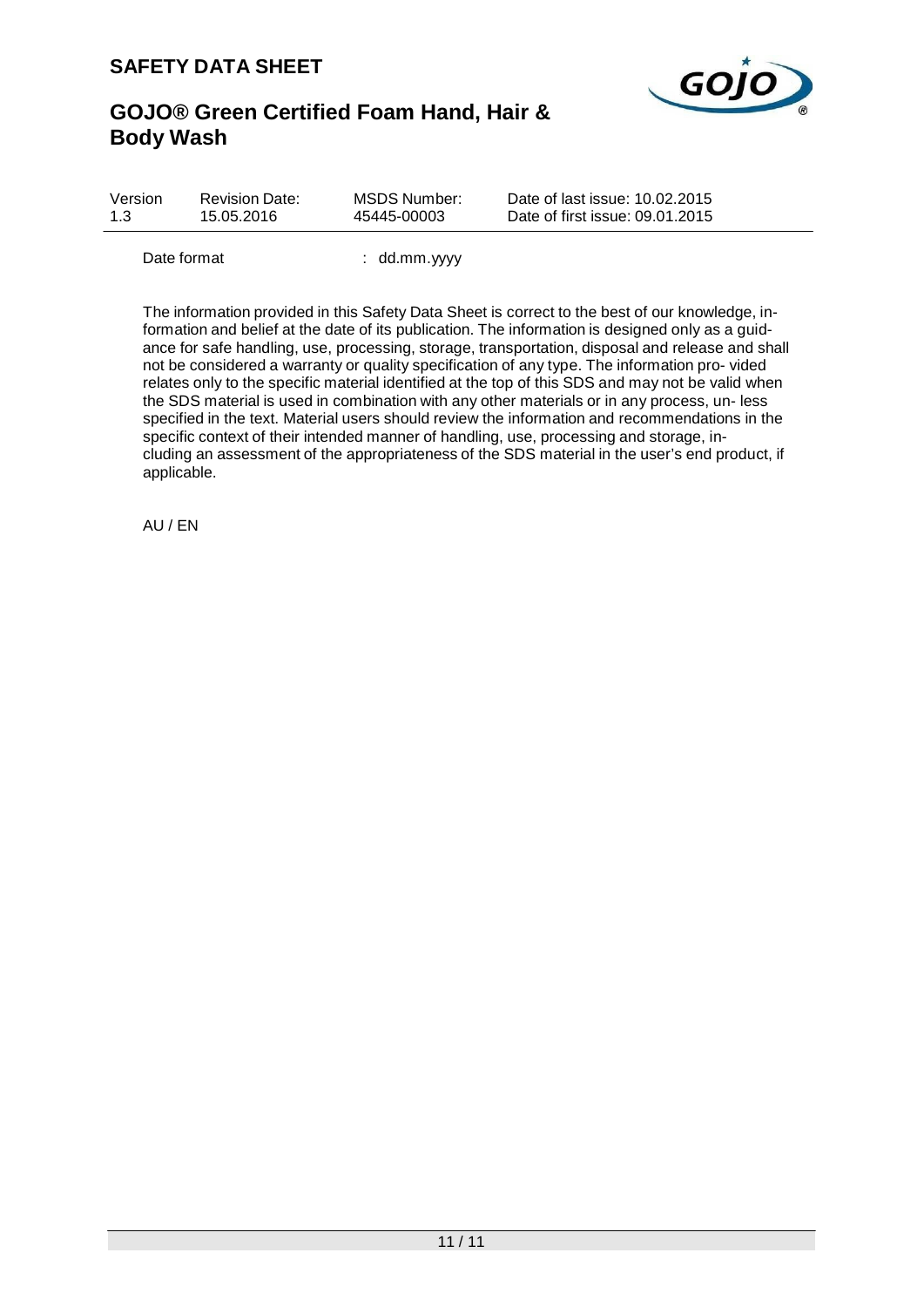Date format : dd.mm.yyyy

The information provided in this Safety Data Sheet is correct to the best of our knowledge, information and belief at the date of its publication. The information is designed only as a guidance for safe handling, use, processing, storage, transportation, disposal and release and shall not be considered a warranty or quality specification of any type. The information provided relates only to the specific material identified at the top of this SDS and may not be valid when the SDS material is used in combination with any other materials or in any process, unless specified in the text. Material users should review the information and recommendations in the specific context of their intended manner of handling, use, processing and storage, including an assessment of the appropriateness of the SDS material in the user's end product, if applicable.

AU / EN